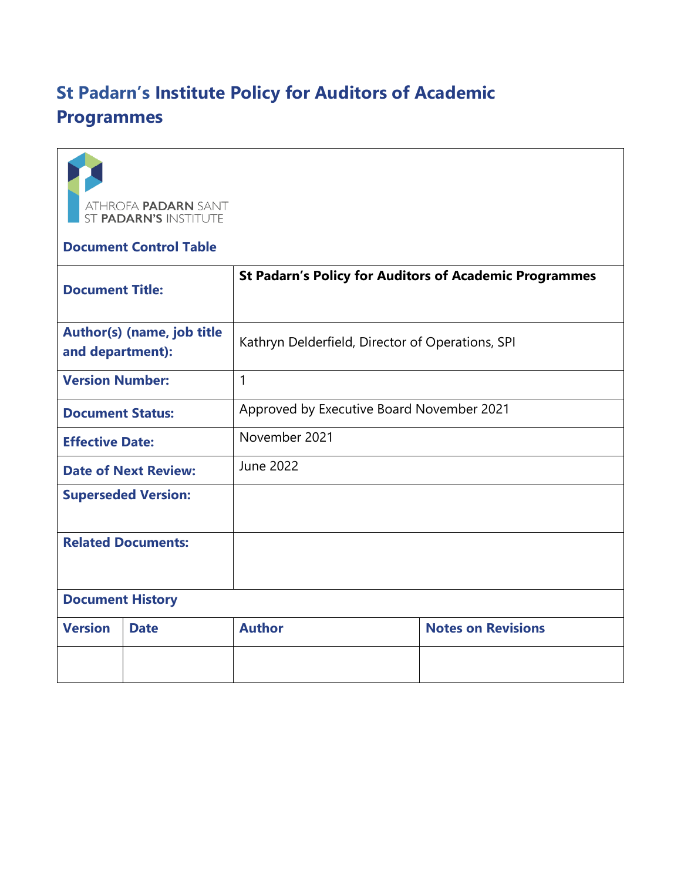# St Padarn's Institute Policy for Auditors of Academic Programmes

ATHROFA PADARN SANT
ST PADARN'S INSTITUTE

**Document Control Table**

| | |
|---|---|
| **Document Title:** | **St Padarn's Policy for Auditors of Academic Programmes** |
| **Author(s) (name, job title and department):** | Kathryn Delderfield, Director of Operations, SPI |
| **Version Number:** | 1 |
| **Document Status:** | Approved by Executive Board November 2021 |
| **Effective Date:** | November 2021 |
| **Date of Next Review:** | June 2022 |
| **Superseded Version:** | |
| **Related Documents:** | |

**Document History**

| Version | Date | Author | Notes on Revisions |
|---|---|---|---|
| | | | |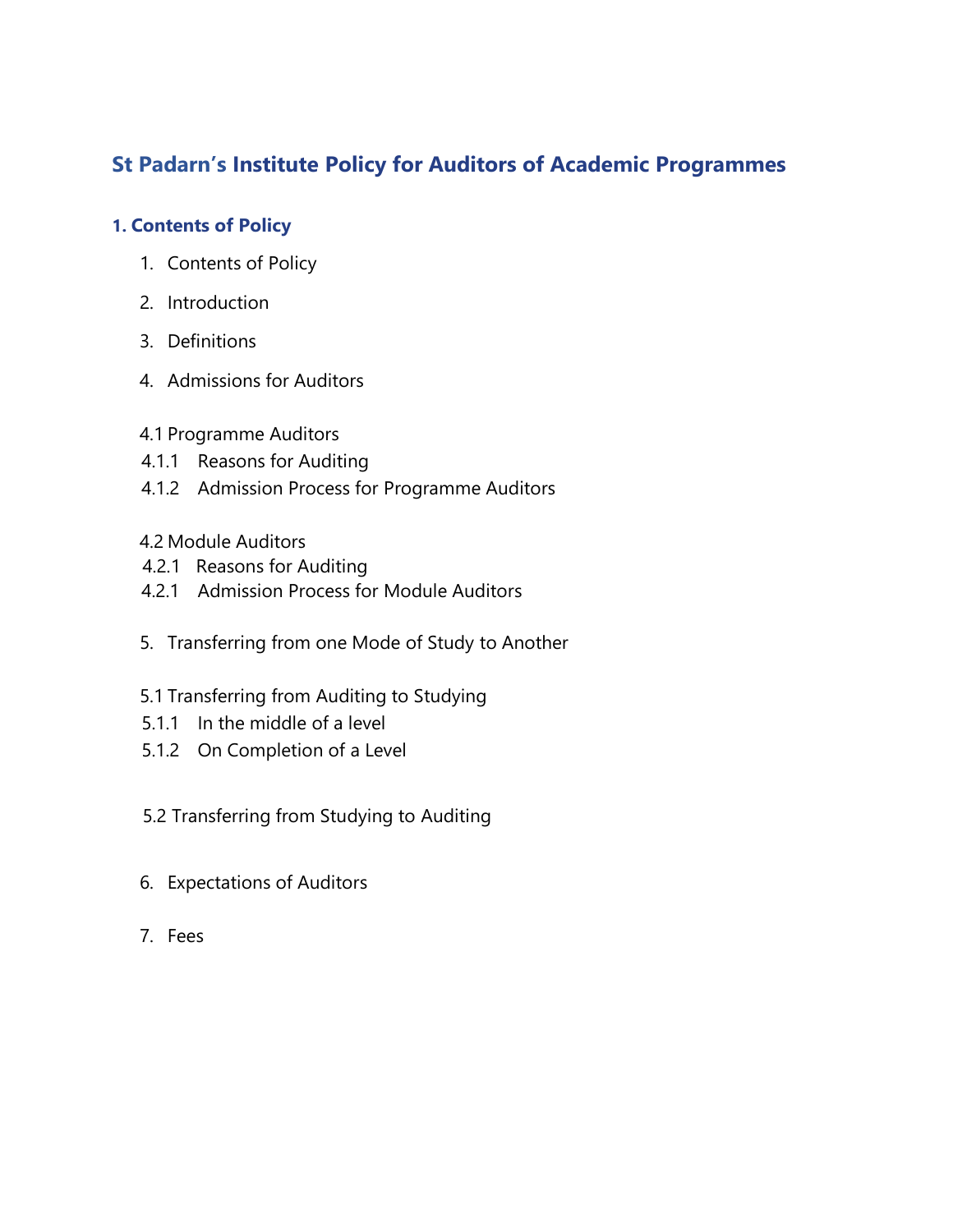# St Padarn's Institute Policy for Auditors of Academic Programmes

## 1. Contents of Policy

1. Contents of Policy
2. Introduction
3. Definitions
4. Admissions for Auditors

4.1 Programme Auditors
4.1.1 Reasons for Auditing
4.1.2 Admission Process for Programme Auditors

4.2 Module Auditors
4.2.1 Reasons for Auditing
4.2.1 Admission Process for Module Auditors

5. Transferring from one Mode of Study to Another

5.1 Transferring from Auditing to Studying
5.1.1 In the middle of a level
5.1.2 On Completion of a Level

5.2 Transferring from Studying to Auditing

6. Expectations of Auditors
7. Fees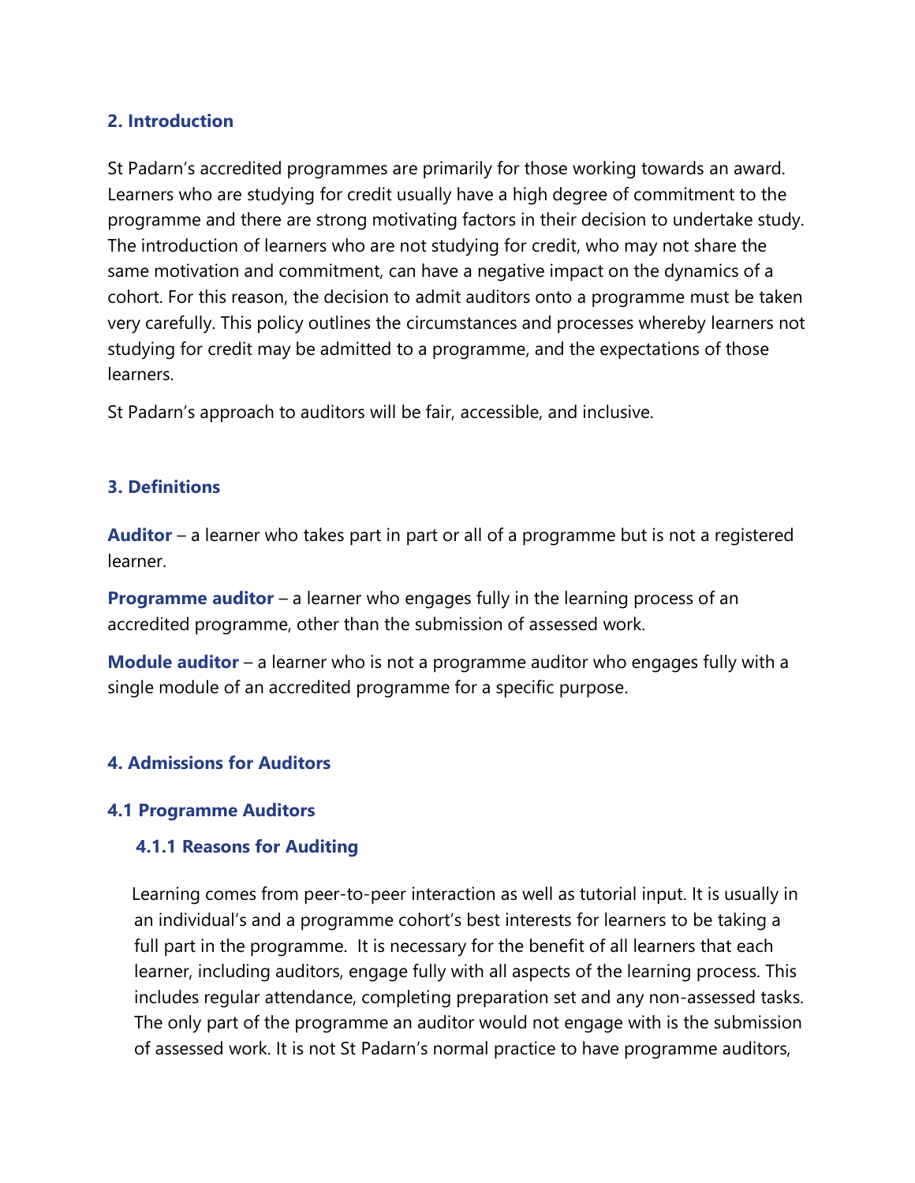## 2. Introduction

St Padarn's accredited programmes are primarily for those working towards an award. Learners who are studying for credit usually have a high degree of commitment to the programme and there are strong motivating factors in their decision to undertake study. The introduction of learners who are not studying for credit, who may not share the same motivation and commitment, can have a negative impact on the dynamics of a cohort. For this reason, the decision to admit auditors onto a programme must be taken very carefully. This policy outlines the circumstances and processes whereby learners not studying for credit may be admitted to a programme, and the expectations of those learners.

St Padarn's approach to auditors will be fair, accessible, and inclusive.

## 3. Definitions

**Auditor** – a learner who takes part in part or all of a programme but is not a registered learner.

**Programme auditor** – a learner who engages fully in the learning process of an accredited programme, other than the submission of assessed work.

**Module auditor** – a learner who is not a programme auditor who engages fully with a single module of an accredited programme for a specific purpose.

## 4. Admissions for Auditors

### 4.1 Programme Auditors

#### 4.1.1 Reasons for Auditing

Learning comes from peer-to-peer interaction as well as tutorial input. It is usually in an individual's and a programme cohort's best interests for learners to be taking a full part in the programme. It is necessary for the benefit of all learners that each learner, including auditors, engage fully with all aspects of the learning process. This includes regular attendance, completing preparation set and any non-assessed tasks. The only part of the programme an auditor would not engage with is the submission of assessed work. It is not St Padarn's normal practice to have programme auditors,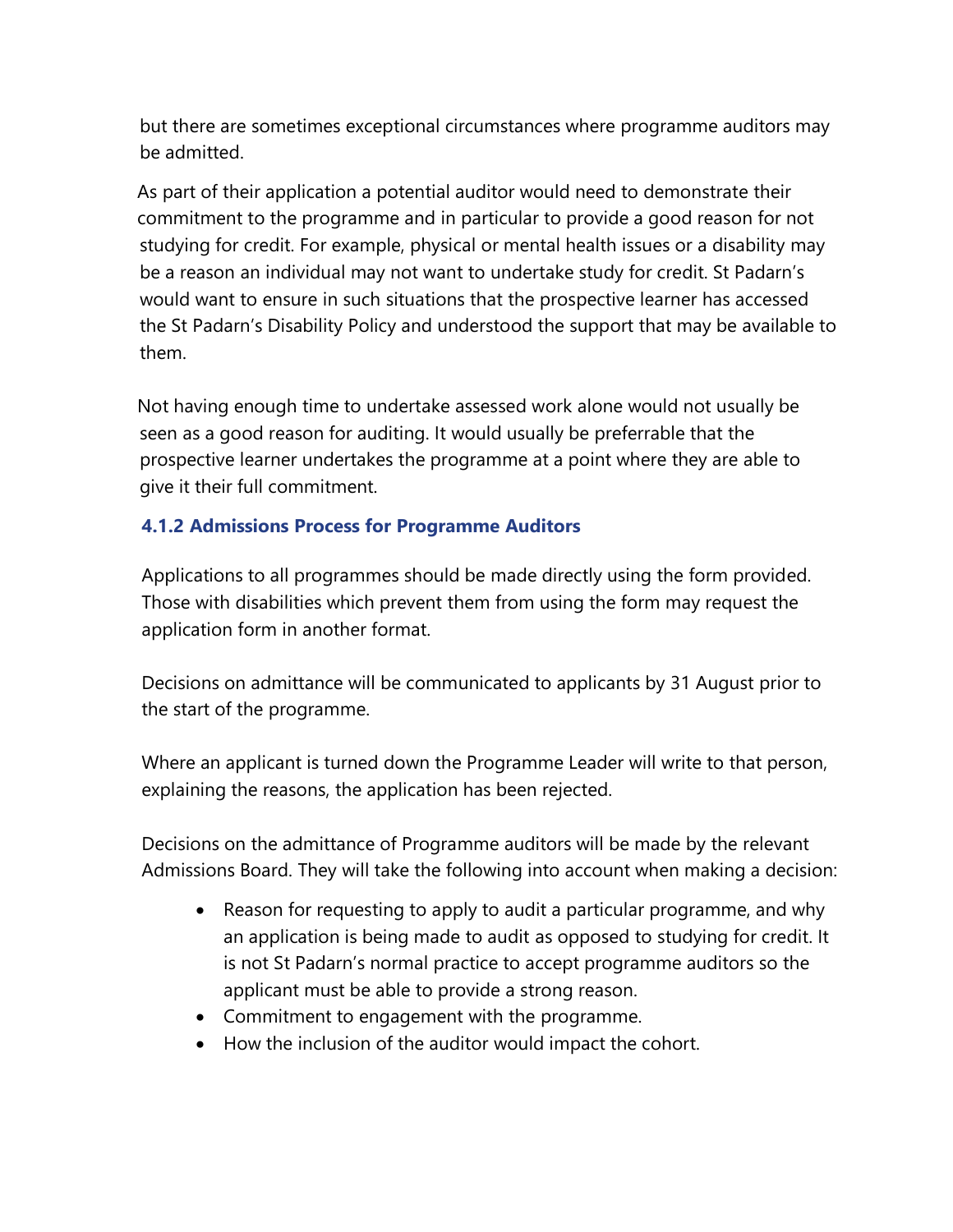but there are sometimes exceptional circumstances where programme auditors may be admitted.

As part of their application a potential auditor would need to demonstrate their commitment to the programme and in particular to provide a good reason for not studying for credit. For example, physical or mental health issues or a disability may be a reason an individual may not want to undertake study for credit. St Padarn's would want to ensure in such situations that the prospective learner has accessed the St Padarn's Disability Policy and understood the support that may be available to them.

Not having enough time to undertake assessed work alone would not usually be seen as a good reason for auditing. It would usually be preferrable that the prospective learner undertakes the programme at a point where they are able to give it their full commitment.

### 4.1.2 Admissions Process for Programme Auditors

Applications to all programmes should be made directly using the form provided. Those with disabilities which prevent them from using the form may request the application form in another format.

Decisions on admittance will be communicated to applicants by 31 August prior to the start of the programme.

Where an applicant is turned down the Programme Leader will write to that person, explaining the reasons, the application has been rejected.

Decisions on the admittance of Programme auditors will be made by the relevant Admissions Board. They will take the following into account when making a decision:

- Reason for requesting to apply to audit a particular programme, and why an application is being made to audit as opposed to studying for credit. It is not St Padarn's normal practice to accept programme auditors so the applicant must be able to provide a strong reason.
- Commitment to engagement with the programme.
- How the inclusion of the auditor would impact the cohort.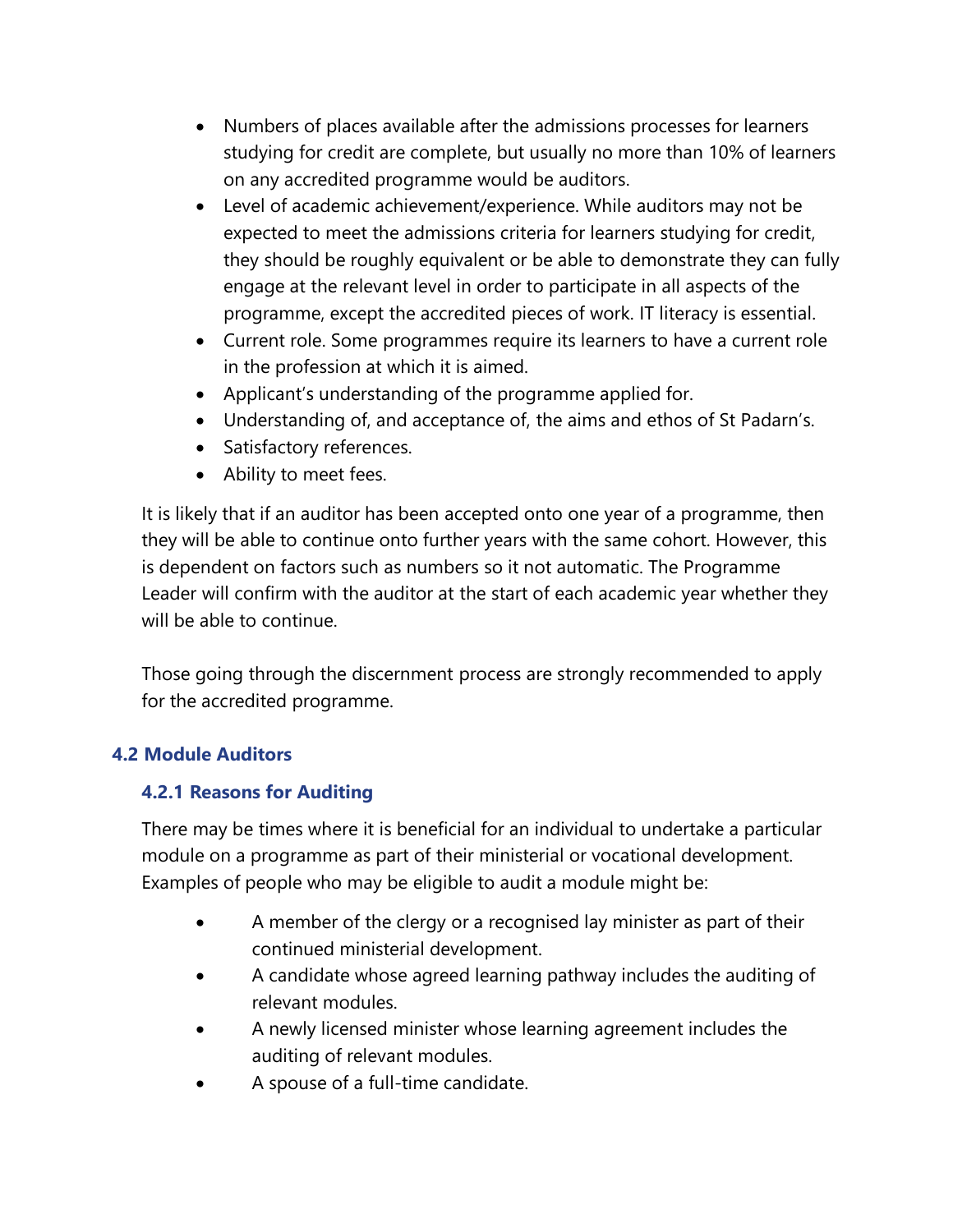- Numbers of places available after the admissions processes for learners studying for credit are complete, but usually no more than 10% of learners on any accredited programme would be auditors.
- Level of academic achievement/experience. While auditors may not be expected to meet the admissions criteria for learners studying for credit, they should be roughly equivalent or be able to demonstrate they can fully engage at the relevant level in order to participate in all aspects of the programme, except the accredited pieces of work. IT literacy is essential.
- Current role. Some programmes require its learners to have a current role in the profession at which it is aimed.
- Applicant's understanding of the programme applied for.
- Understanding of, and acceptance of, the aims and ethos of St Padarn's.
- Satisfactory references.
- Ability to meet fees.

It is likely that if an auditor has been accepted onto one year of a programme, then they will be able to continue onto further years with the same cohort. However, this is dependent on factors such as numbers so it not automatic. The Programme Leader will confirm with the auditor at the start of each academic year whether they will be able to continue.

Those going through the discernment process are strongly recommended to apply for the accredited programme.

## 4.2 Module Auditors

### 4.2.1 Reasons for Auditing

There may be times where it is beneficial for an individual to undertake a particular module on a programme as part of their ministerial or vocational development. Examples of people who may be eligible to audit a module might be:

- A member of the clergy or a recognised lay minister as part of their continued ministerial development.
- A candidate whose agreed learning pathway includes the auditing of relevant modules.
- A newly licensed minister whose learning agreement includes the auditing of relevant modules.
- A spouse of a full-time candidate.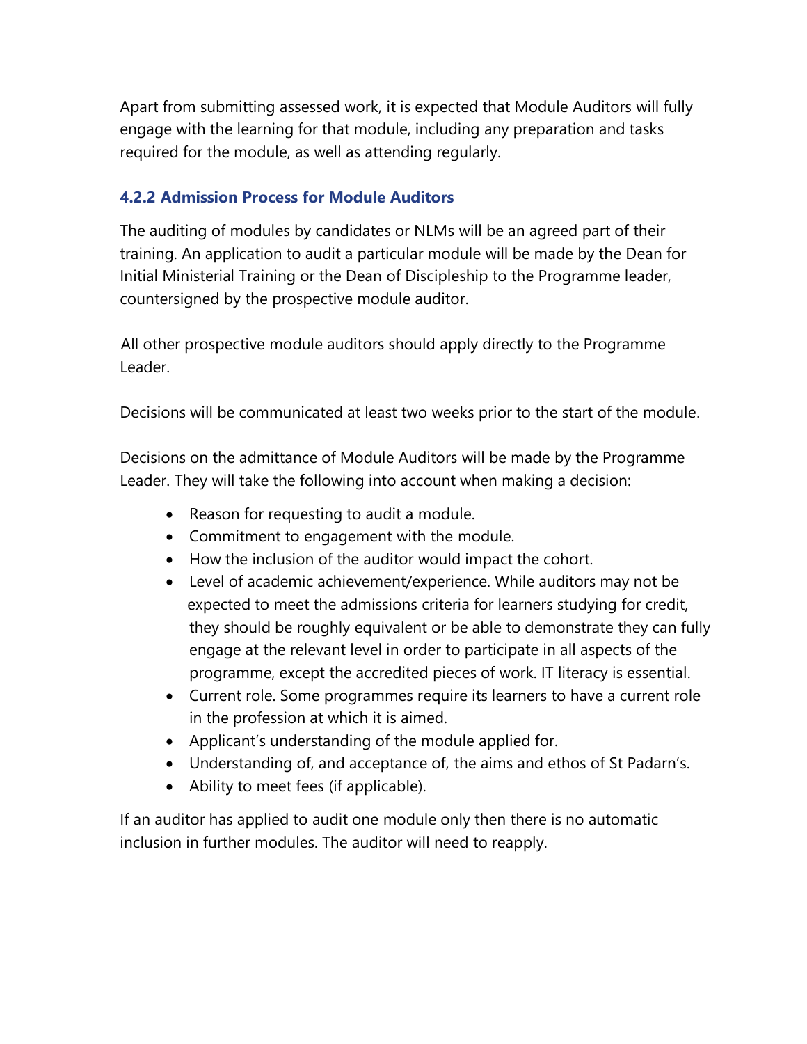Apart from submitting assessed work, it is expected that Module Auditors will fully engage with the learning for that module, including any preparation and tasks required for the module, as well as attending regularly.

### 4.2.2 Admission Process for Module Auditors

The auditing of modules by candidates or NLMs will be an agreed part of their training. An application to audit a particular module will be made by the Dean for Initial Ministerial Training or the Dean of Discipleship to the Programme leader, countersigned by the prospective module auditor.

All other prospective module auditors should apply directly to the Programme Leader.

Decisions will be communicated at least two weeks prior to the start of the module.

Decisions on the admittance of Module Auditors will be made by the Programme Leader. They will take the following into account when making a decision:

- Reason for requesting to audit a module.
- Commitment to engagement with the module.
- How the inclusion of the auditor would impact the cohort.
- Level of academic achievement/experience. While auditors may not be expected to meet the admissions criteria for learners studying for credit, they should be roughly equivalent or be able to demonstrate they can fully engage at the relevant level in order to participate in all aspects of the programme, except the accredited pieces of work. IT literacy is essential.
- Current role. Some programmes require its learners to have a current role in the profession at which it is aimed.
- Applicant's understanding of the module applied for.
- Understanding of, and acceptance of, the aims and ethos of St Padarn's.
- Ability to meet fees (if applicable).

If an auditor has applied to audit one module only then there is no automatic inclusion in further modules. The auditor will need to reapply.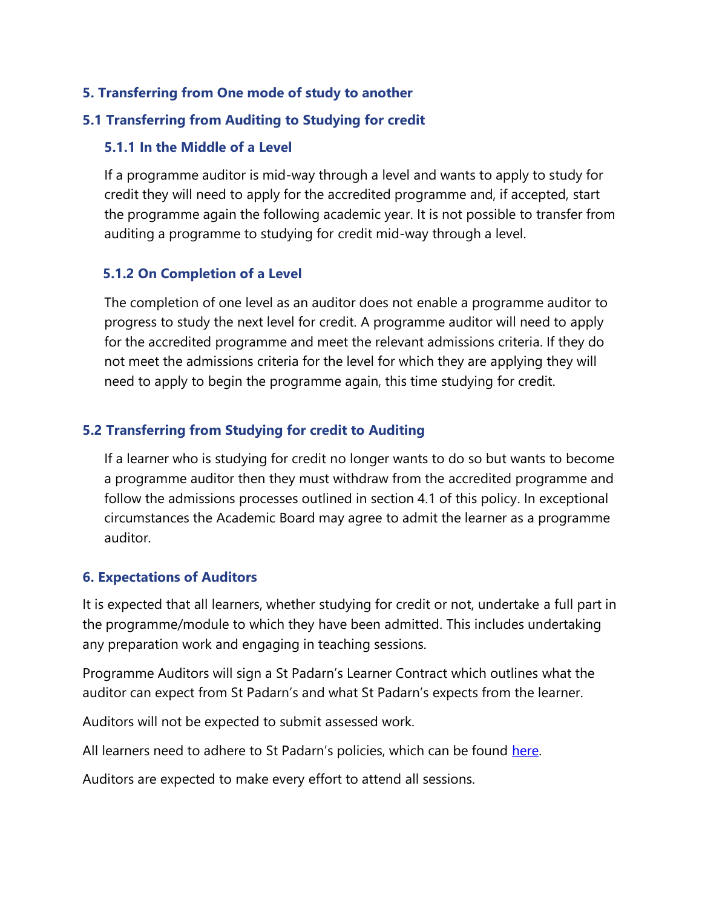## 5. Transferring from One mode of study to another

### 5.1 Transferring from Auditing to Studying for credit

#### 5.1.1 In the Middle of a Level

If a programme auditor is mid-way through a level and wants to apply to study for credit they will need to apply for the accredited programme and, if accepted, start the programme again the following academic year. It is not possible to transfer from auditing a programme to studying for credit mid-way through a level.

#### 5.1.2 On Completion of a Level

The completion of one level as an auditor does not enable a programme auditor to progress to study the next level for credit. A programme auditor will need to apply for the accredited programme and meet the relevant admissions criteria. If they do not meet the admissions criteria for the level for which they are applying they will need to apply to begin the programme again, this time studying for credit.

### 5.2 Transferring from Studying for credit to Auditing

If a learner who is studying for credit no longer wants to do so but wants to become a programme auditor then they must withdraw from the accredited programme and follow the admissions processes outlined in section 4.1 of this policy. In exceptional circumstances the Academic Board may agree to admit the learner as a programme auditor.

## 6. Expectations of Auditors

It is expected that all learners, whether studying for credit or not, undertake a full part in the programme/module to which they have been admitted. This includes undertaking any preparation work and engaging in teaching sessions.

Programme Auditors will sign a St Padarn's Learner Contract which outlines what the auditor can expect from St Padarn's and what St Padarn's expects from the learner.

Auditors will not be expected to submit assessed work.

All learners need to adhere to St Padarn's policies, which can be found here.

Auditors are expected to make every effort to attend all sessions.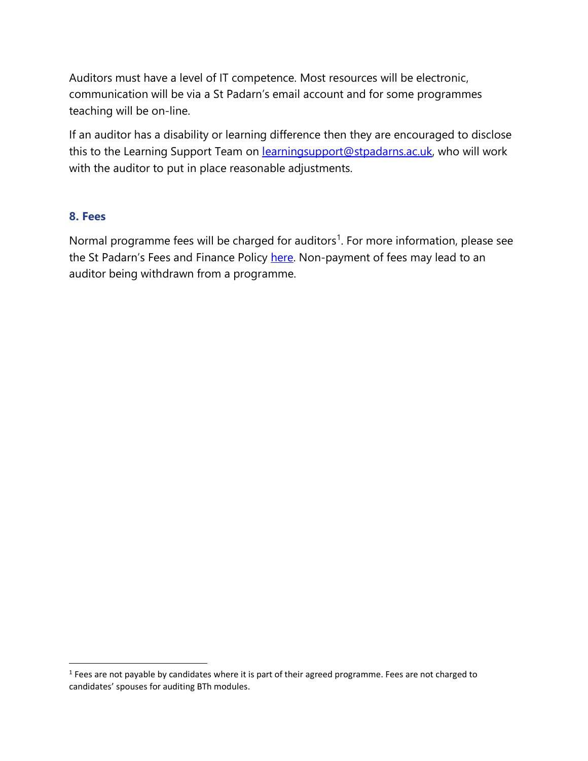Auditors must have a level of IT competence. Most resources will be electronic, communication will be via a St Padarn's email account and for some programmes teaching will be on-line.

If an auditor has a disability or learning difference then they are encouraged to disclose this to the Learning Support Team on learningsupport@stpadarns.ac.uk, who will work with the auditor to put in place reasonable adjustments.

## 8. Fees

Normal programme fees will be charged for auditors[1]. For more information, please see the St Padarn's Fees and Finance Policy here. Non-payment of fees may lead to an auditor being withdrawn from a programme.

[1] Fees are not payable by candidates where it is part of their agreed programme. Fees are not charged to candidates' spouses for auditing BTh modules.